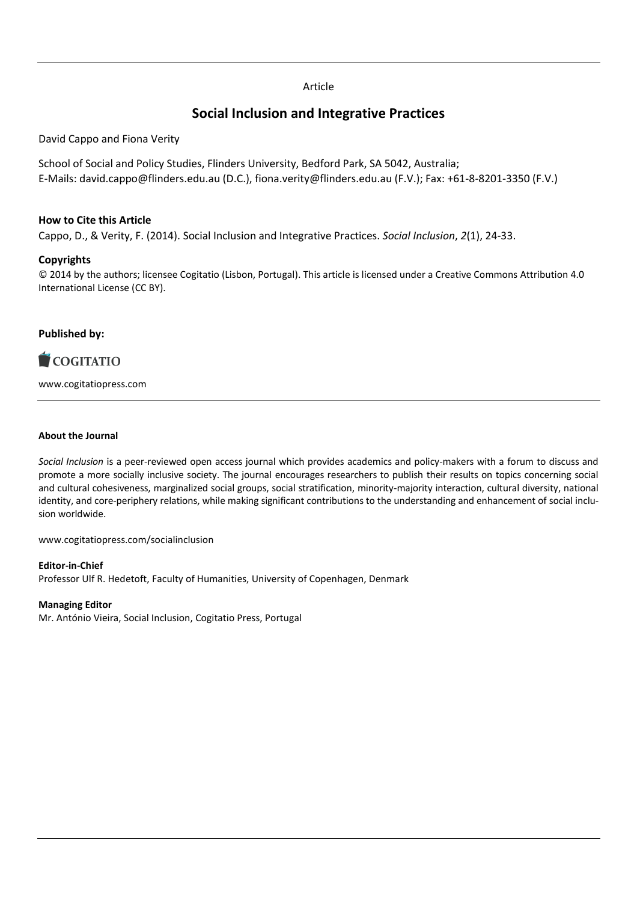Article

# Social Inclusion and Integrative Practices

David Cappo and Fiona Verity

School of Social and Policy Studies, Flinders University, Bedford Park, SA 5042, Australia;
E-Mails: david.cappo@flinders.edu.au (D.C.), fiona.verity@flinders.edu.au (F.V.); Fax: +61-8-8201-3350 (F.V.)

**How to Cite this Article**

Cappo, D., & Verity, F. (2014). Social Inclusion and Integrative Practices. *Social Inclusion*, *2*(1), 24-33.

**Copyrights**

© 2014 by the authors; licensee Cogitatio (Lisbon, Portugal). This article is licensed under a Creative Commons Attribution 4.0 International License (CC BY).

**Published by:**

COGITATIO

www.cogitatiopress.com

**About the Journal**

*Social Inclusion* is a peer-reviewed open access journal which provides academics and policy-makers with a forum to discuss and promote a more socially inclusive society. The journal encourages researchers to publish their results on topics concerning social and cultural cohesiveness, marginalized social groups, social stratification, minority-majority interaction, cultural diversity, national identity, and core-periphery relations, while making significant contributions to the understanding and enhancement of social inclusion worldwide.

www.cogitatiopress.com/socialinclusion

**Editor-in-Chief**

Professor Ulf R. Hedetoft, Faculty of Humanities, University of Copenhagen, Denmark

**Managing Editor**

Mr. António Vieira, Social Inclusion, Cogitatio Press, Portugal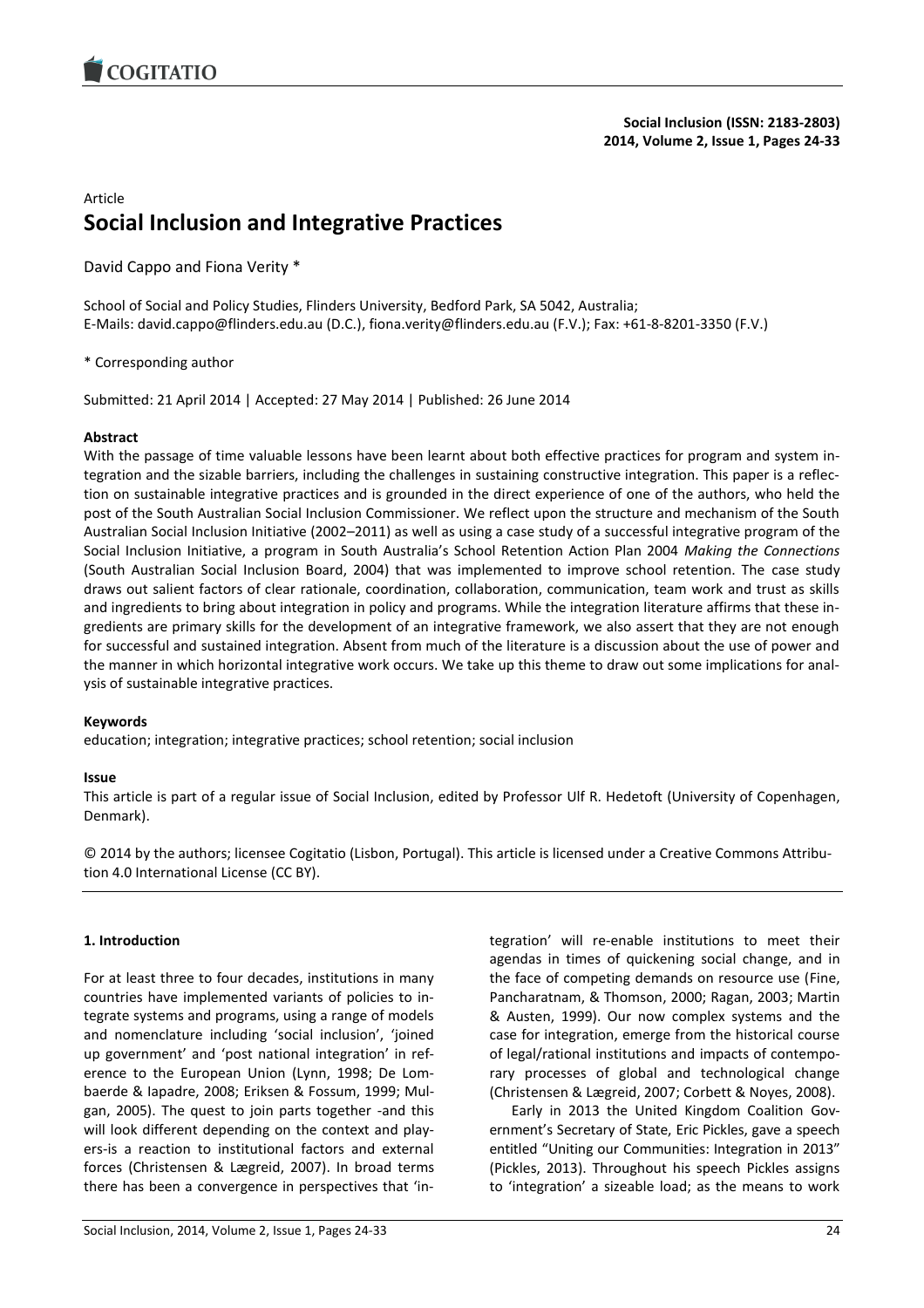Article

# Social Inclusion and Integrative Practices

David Cappo and Fiona Verity *

School of Social and Policy Studies, Flinders University, Bedford Park, SA 5042, Australia;
E-Mails: david.cappo@flinders.edu.au (D.C.), fiona.verity@flinders.edu.au (F.V.); Fax: +61-8-8201-3350 (F.V.)

\* Corresponding author

Submitted: 21 April 2014 | Accepted: 27 May 2014 | Published: 26 June 2014

**Abstract**

With the passage of time valuable lessons have been learnt about both effective practices for program and system integration and the sizable barriers, including the challenges in sustaining constructive integration. This paper is a reflection on sustainable integrative practices and is grounded in the direct experience of one of the authors, who held the post of the South Australian Social Inclusion Commissioner. We reflect upon the structure and mechanism of the South Australian Social Inclusion Initiative (2002–2011) as well as using a case study of a successful integrative program of the Social Inclusion Initiative, a program in South Australia's School Retention Action Plan 2004 *Making the Connections* (South Australian Social Inclusion Board, 2004) that was implemented to improve school retention. The case study draws out salient factors of clear rationale, coordination, collaboration, communication, team work and trust as skills and ingredients to bring about integration in policy and programs. While the integration literature affirms that these ingredients are primary skills for the development of an integrative framework, we also assert that they are not enough for successful and sustained integration. Absent from much of the literature is a discussion about the use of power and the manner in which horizontal integrative work occurs. We take up this theme to draw out some implications for analysis of sustainable integrative practices.

**Keywords**

education; integration; integrative practices; school retention; social inclusion

**Issue**

This article is part of a regular issue of Social Inclusion, edited by Professor Ulf R. Hedetoft (University of Copenhagen, Denmark).

© 2014 by the authors; licensee Cogitatio (Lisbon, Portugal). This article is licensed under a Creative Commons Attribution 4.0 International License (CC BY).

## 1. Introduction

For at least three to four decades, institutions in many countries have implemented variants of policies to integrate systems and programs, using a range of models and nomenclature including 'social inclusion', 'joined up government' and 'post national integration' in reference to the European Union (Lynn, 1998; De Lombaerde & Iapadre, 2008; Eriksen & Fossum, 1999; Mulgan, 2005). The quest to join parts together -and this will look different depending on the context and players-is a reaction to institutional factors and external forces (Christensen & Lægreid, 2007). In broad terms there has been a convergence in perspectives that 'integration' will re-enable institutions to meet their agendas in times of quickening social change, and in the face of competing demands on resource use (Fine, Pancharatnam, & Thomson, 2000; Ragan, 2003; Martin & Austen, 1999). Our now complex systems and the case for integration, emerge from the historical course of legal/rational institutions and impacts of contemporary processes of global and technological change (Christensen & Lægreid, 2007; Corbett & Noyes, 2008).

Early in 2013 the United Kingdom Coalition Government's Secretary of State, Eric Pickles, gave a speech entitled "Uniting our Communities: Integration in 2013" (Pickles, 2013). Throughout his speech Pickles assigns to 'integration' a sizeable load; as the means to work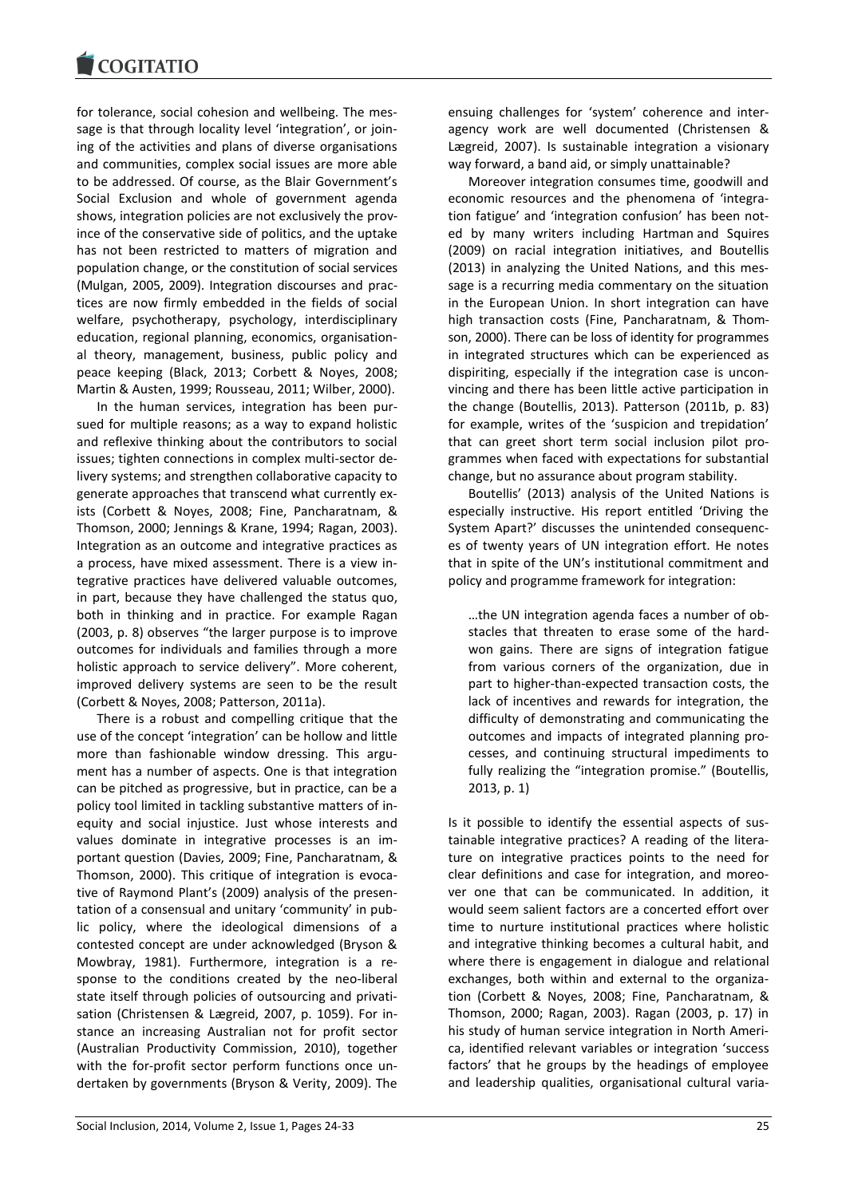for tolerance, social cohesion and wellbeing. The message is that through locality level 'integration', or joining of the activities and plans of diverse organisations and communities, complex social issues are more able to be addressed. Of course, as the Blair Government's Social Exclusion and whole of government agenda shows, integration policies are not exclusively the province of the conservative side of politics, and the uptake has not been restricted to matters of migration and population change, or the constitution of social services (Mulgan, 2005, 2009). Integration discourses and practices are now firmly embedded in the fields of social welfare, psychotherapy, psychology, interdisciplinary education, regional planning, economics, organisational theory, management, business, public policy and peace keeping (Black, 2013; Corbett & Noyes, 2008; Martin & Austen, 1999; Rousseau, 2011; Wilber, 2000).

In the human services, integration has been pursued for multiple reasons; as a way to expand holistic and reflexive thinking about the contributors to social issues; tighten connections in complex multi-sector delivery systems; and strengthen collaborative capacity to generate approaches that transcend what currently exists (Corbett & Noyes, 2008; Fine, Pancharatnam, & Thomson, 2000; Jennings & Krane, 1994; Ragan, 2003). Integration as an outcome and integrative practices as a process, have mixed assessment. There is a view integrative practices have delivered valuable outcomes, in part, because they have challenged the status quo, both in thinking and in practice. For example Ragan (2003, p. 8) observes "the larger purpose is to improve outcomes for individuals and families through a more holistic approach to service delivery". More coherent, improved delivery systems are seen to be the result (Corbett & Noyes, 2008; Patterson, 2011a).

There is a robust and compelling critique that the use of the concept 'integration' can be hollow and little more than fashionable window dressing. This argument has a number of aspects. One is that integration can be pitched as progressive, but in practice, can be a policy tool limited in tackling substantive matters of inequity and social injustice. Just whose interests and values dominate in integrative processes is an important question (Davies, 2009; Fine, Pancharatnam, & Thomson, 2000). This critique of integration is evocative of Raymond Plant's (2009) analysis of the presentation of a consensual and unitary 'community' in public policy, where the ideological dimensions of a contested concept are under acknowledged (Bryson & Mowbray, 1981). Furthermore, integration is a response to the conditions created by the neo-liberal state itself through policies of outsourcing and privatisation (Christensen & Lægreid, 2007, p. 1059). For instance an increasing Australian not for profit sector (Australian Productivity Commission, 2010), together with the for-profit sector perform functions once undertaken by governments (Bryson & Verity, 2009). The ensuing challenges for 'system' coherence and inter-agency work are well documented (Christensen & Lægreid, 2007). Is sustainable integration a visionary way forward, a band aid, or simply unattainable?

Moreover integration consumes time, goodwill and economic resources and the phenomena of 'integration fatigue' and 'integration confusion' has been noted by many writers including Hartman and Squires (2009) on racial integration initiatives, and Boutellis (2013) in analyzing the United Nations, and this message is a recurring media commentary on the situation in the European Union. In short integration can have high transaction costs (Fine, Pancharatnam, & Thomson, 2000). There can be loss of identity for programmes in integrated structures which can be experienced as dispiriting, especially if the integration case is unconvincing and there has been little active participation in the change (Boutellis, 2013). Patterson (2011b, p. 83) for example, writes of the 'suspicion and trepidation' that can greet short term social inclusion pilot programmes when faced with expectations for substantial change, but no assurance about program stability.

Boutellis' (2013) analysis of the United Nations is especially instructive. His report entitled 'Driving the System Apart?' discusses the unintended consequences of twenty years of UN integration effort. He notes that in spite of the UN's institutional commitment and policy and programme framework for integration:

> …the UN integration agenda faces a number of obstacles that threaten to erase some of the hard-won gains. There are signs of integration fatigue from various corners of the organization, due in part to higher-than-expected transaction costs, the lack of incentives and rewards for integration, the difficulty of demonstrating and communicating the outcomes and impacts of integrated planning processes, and continuing structural impediments to fully realizing the "integration promise." (Boutellis, 2013, p. 1)

Is it possible to identify the essential aspects of sustainable integrative practices? A reading of the literature on integrative practices points to the need for clear definitions and case for integration, and moreover one that can be communicated. In addition, it would seem salient factors are a concerted effort over time to nurture institutional practices where holistic and integrative thinking becomes a cultural habit, and where there is engagement in dialogue and relational exchanges, both within and external to the organization (Corbett & Noyes, 2008; Fine, Pancharatnam, & Thomson, 2000; Ragan, 2003). Ragan (2003, p. 17) in his study of human service integration in North America, identified relevant variables or integration 'success factors' that he groups by the headings of employee and leadership qualities, organisational cultural varia-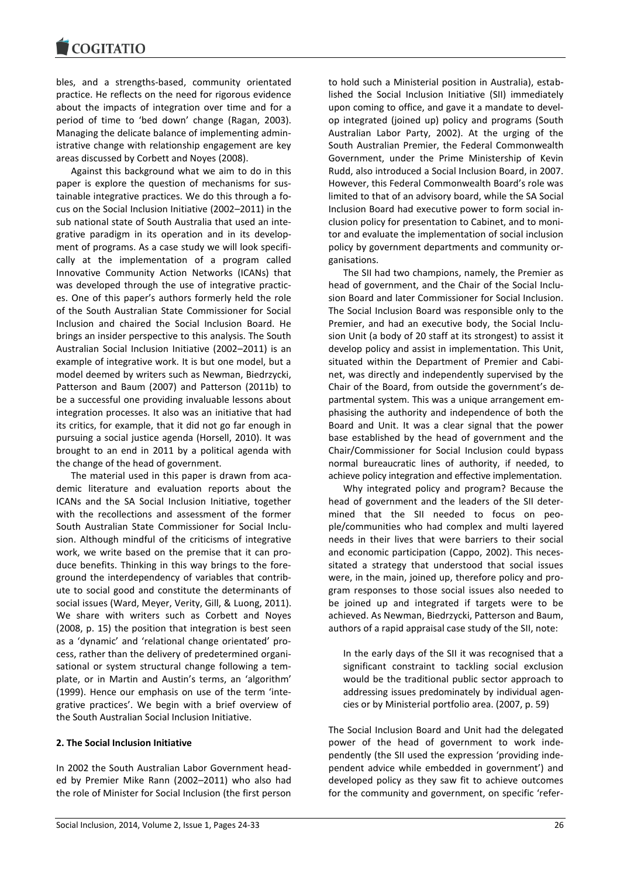bles, and a strengths-based, community orientated practice. He reflects on the need for rigorous evidence about the impacts of integration over time and for a period of time to 'bed down' change (Ragan, 2003). Managing the delicate balance of implementing administrative change with relationship engagement are key areas discussed by Corbett and Noyes (2008).

Against this background what we aim to do in this paper is explore the question of mechanisms for sustainable integrative practices. We do this through a focus on the Social Inclusion Initiative (2002–2011) in the sub national state of South Australia that used an integrative paradigm in its operation and in its development of programs. As a case study we will look specifically at the implementation of a program called Innovative Community Action Networks (ICANs) that was developed through the use of integrative practices. One of this paper's authors formerly held the role of the South Australian State Commissioner for Social Inclusion and chaired the Social Inclusion Board. He brings an insider perspective to this analysis. The South Australian Social Inclusion Initiative (2002–2011) is an example of integrative work. It is but one model, but a model deemed by writers such as Newman, Biedrzycki, Patterson and Baum (2007) and Patterson (2011b) to be a successful one providing invaluable lessons about integration processes. It also was an initiative that had its critics, for example, that it did not go far enough in pursuing a social justice agenda (Horsell, 2010). It was brought to an end in 2011 by a political agenda with the change of the head of government.

The material used in this paper is drawn from academic literature and evaluation reports about the ICANs and the SA Social Inclusion Initiative, together with the recollections and assessment of the former South Australian State Commissioner for Social Inclusion. Although mindful of the criticisms of integrative work, we write based on the premise that it can produce benefits. Thinking in this way brings to the foreground the interdependency of variables that contribute to social good and constitute the determinants of social issues (Ward, Meyer, Verity, Gill, & Luong, 2011). We share with writers such as Corbett and Noyes (2008, p. 15) the position that integration is best seen as a 'dynamic' and 'relational change orientated' process, rather than the delivery of predetermined organisational or system structural change following a template, or in Martin and Austin's terms, an 'algorithm' (1999). Hence our emphasis on use of the term 'integrative practices'. We begin with a brief overview of the South Australian Social Inclusion Initiative.

## 2. The Social Inclusion Initiative

In 2002 the South Australian Labor Government headed by Premier Mike Rann (2002–2011) who also had the role of Minister for Social Inclusion (the first person to hold such a Ministerial position in Australia), established the Social Inclusion Initiative (SII) immediately upon coming to office, and gave it a mandate to develop integrated (joined up) policy and programs (South Australian Labor Party, 2002). At the urging of the South Australian Premier, the Federal Commonwealth Government, under the Prime Ministership of Kevin Rudd, also introduced a Social Inclusion Board, in 2007. However, this Federal Commonwealth Board's role was limited to that of an advisory board, while the SA Social Inclusion Board had executive power to form social inclusion policy for presentation to Cabinet, and to monitor and evaluate the implementation of social inclusion policy by government departments and community organisations.

The SII had two champions, namely, the Premier as head of government, and the Chair of the Social Inclusion Board and later Commissioner for Social Inclusion. The Social Inclusion Board was responsible only to the Premier, and had an executive body, the Social Inclusion Unit (a body of 20 staff at its strongest) to assist it develop policy and assist in implementation. This Unit, situated within the Department of Premier and Cabinet, was directly and independently supervised by the Chair of the Board, from outside the government's departmental system. This was a unique arrangement emphasising the authority and independence of both the Board and Unit. It was a clear signal that the power base established by the head of government and the Chair/Commissioner for Social Inclusion could bypass normal bureaucratic lines of authority, if needed, to achieve policy integration and effective implementation.

Why integrated policy and program? Because the head of government and the leaders of the SII determined that the SII needed to focus on people/communities who had complex and multi layered needs in their lives that were barriers to their social and economic participation (Cappo, 2002). This necessitated a strategy that understood that social issues were, in the main, joined up, therefore policy and program responses to those social issues also needed to be joined up and integrated if targets were to be achieved. As Newman, Biedrzycki, Patterson and Baum, authors of a rapid appraisal case study of the SII, note:

> In the early days of the SII it was recognised that a significant constraint to tackling social exclusion would be the traditional public sector approach to addressing issues predominately by individual agencies or by Ministerial portfolio area. (2007, p. 59)

The Social Inclusion Board and Unit had the delegated power of the head of government to work independently (the SII used the expression 'providing independent advice while embedded in government') and developed policy as they saw fit to achieve outcomes for the community and government, on specific 'refer-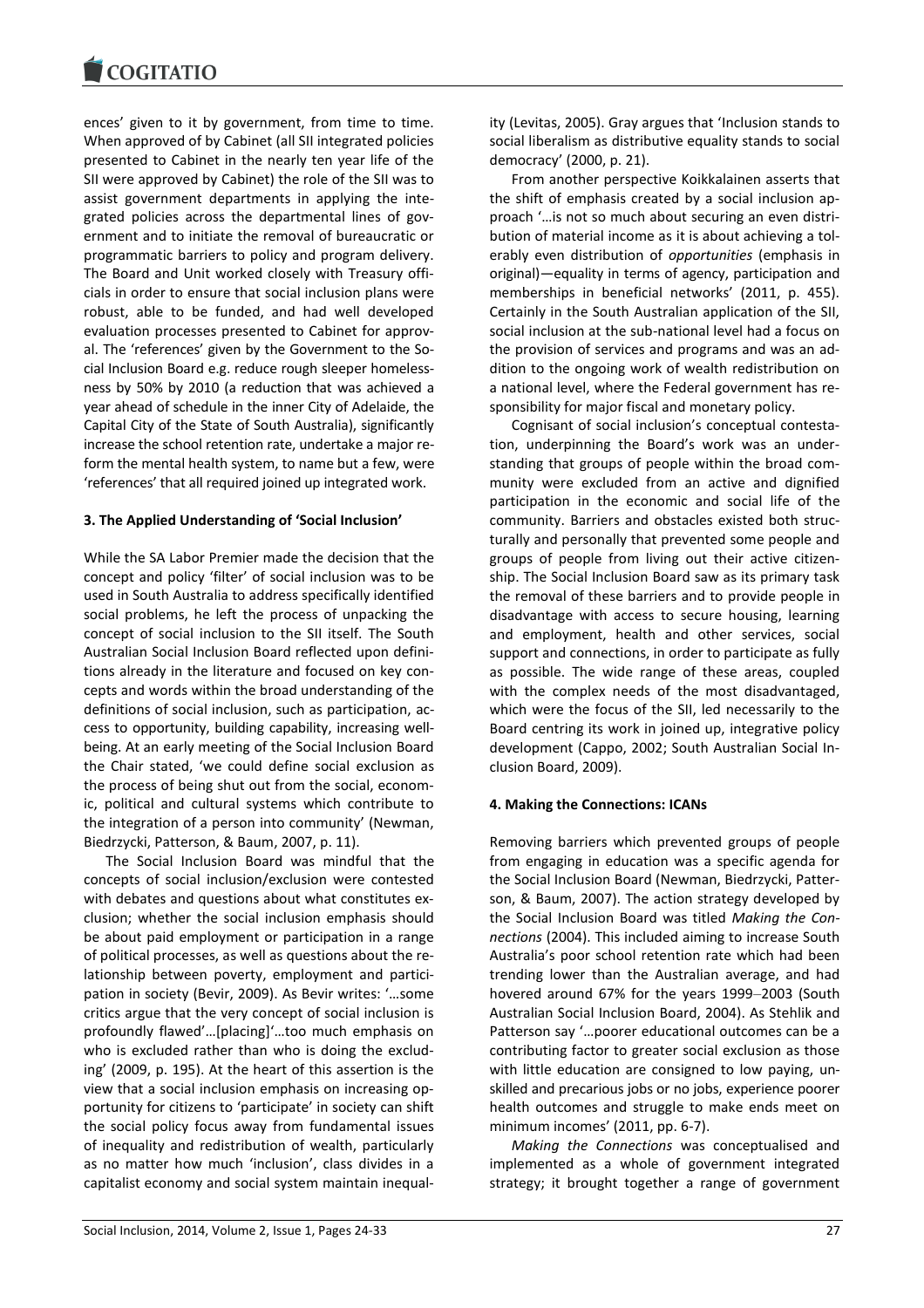ences' given to it by government, from time to time. When approved of by Cabinet (all SII integrated policies presented to Cabinet in the nearly ten year life of the SII were approved by Cabinet) the role of the SII was to assist government departments in applying the integrated policies across the departmental lines of government and to initiate the removal of bureaucratic or programmatic barriers to policy and program delivery. The Board and Unit worked closely with Treasury officials in order to ensure that social inclusion plans were robust, able to be funded, and had well developed evaluation processes presented to Cabinet for approval. The 'references' given by the Government to the Social Inclusion Board e.g. reduce rough sleeper homelessness by 50% by 2010 (a reduction that was achieved a year ahead of schedule in the inner City of Adelaide, the Capital City of the State of South Australia), significantly increase the school retention rate, undertake a major reform the mental health system, to name but a few, were 'references' that all required joined up integrated work.

## 3. The Applied Understanding of 'Social Inclusion'

While the SA Labor Premier made the decision that the concept and policy 'filter' of social inclusion was to be used in South Australia to address specifically identified social problems, he left the process of unpacking the concept of social inclusion to the SII itself. The South Australian Social Inclusion Board reflected upon definitions already in the literature and focused on key concepts and words within the broad understanding of the definitions of social inclusion, such as participation, access to opportunity, building capability, increasing wellbeing. At an early meeting of the Social Inclusion Board the Chair stated, 'we could define social exclusion as the process of being shut out from the social, economic, political and cultural systems which contribute to the integration of a person into community' (Newman, Biedrzycki, Patterson, & Baum, 2007, p. 11).

The Social Inclusion Board was mindful that the concepts of social inclusion/exclusion were contested with debates and questions about what constitutes exclusion; whether the social inclusion emphasis should be about paid employment or participation in a range of political processes, as well as questions about the relationship between poverty, employment and participation in society (Bevir, 2009). As Bevir writes: '…some critics argue that the very concept of social inclusion is profoundly flawed'…[placing]'…too much emphasis on who is excluded rather than who is doing the excluding' (2009, p. 195). At the heart of this assertion is the view that a social inclusion emphasis on increasing opportunity for citizens to 'participate' in society can shift the social policy focus away from fundamental issues of inequality and redistribution of wealth, particularly as no matter how much 'inclusion', class divides in a capitalist economy and social system maintain inequality (Levitas, 2005). Gray argues that 'Inclusion stands to social liberalism as distributive equality stands to social democracy' (2000, p. 21).

From another perspective Koikkalainen asserts that the shift of emphasis created by a social inclusion approach '…is not so much about securing an even distribution of material income as it is about achieving a tolerably even distribution of *opportunities* (emphasis in original)—equality in terms of agency, participation and memberships in beneficial networks' (2011, p. 455). Certainly in the South Australian application of the SII, social inclusion at the sub-national level had a focus on the provision of services and programs and was an addition to the ongoing work of wealth redistribution on a national level, where the Federal government has responsibility for major fiscal and monetary policy.

Cognisant of social inclusion's conceptual contestation, underpinning the Board's work was an understanding that groups of people within the broad community were excluded from an active and dignified participation in the economic and social life of the community. Barriers and obstacles existed both structurally and personally that prevented some people and groups of people from living out their active citizenship. The Social Inclusion Board saw as its primary task the removal of these barriers and to provide people in disadvantage with access to secure housing, learning and employment, health and other services, social support and connections, in order to participate as fully as possible. The wide range of these areas, coupled with the complex needs of the most disadvantaged, which were the focus of the SII, led necessarily to the Board centring its work in joined up, integrative policy development (Cappo, 2002; South Australian Social Inclusion Board, 2009).

## 4. Making the Connections: ICANs

Removing barriers which prevented groups of people from engaging in education was a specific agenda for the Social Inclusion Board (Newman, Biedrzycki, Patterson, & Baum, 2007). The action strategy developed by the Social Inclusion Board was titled *Making the Connections* (2004). This included aiming to increase South Australia's poor school retention rate which had been trending lower than the Australian average, and had hovered around 67% for the years 1999–2003 (South Australian Social Inclusion Board, 2004). As Stehlik and Patterson say '…poorer educational outcomes can be a contributing factor to greater social exclusion as those with little education are consigned to low paying, unskilled and precarious jobs or no jobs, experience poorer health outcomes and struggle to make ends meet on minimum incomes' (2011, pp. 6-7).

*Making the Connections* was conceptualised and implemented as a whole of government integrated strategy; it brought together a range of government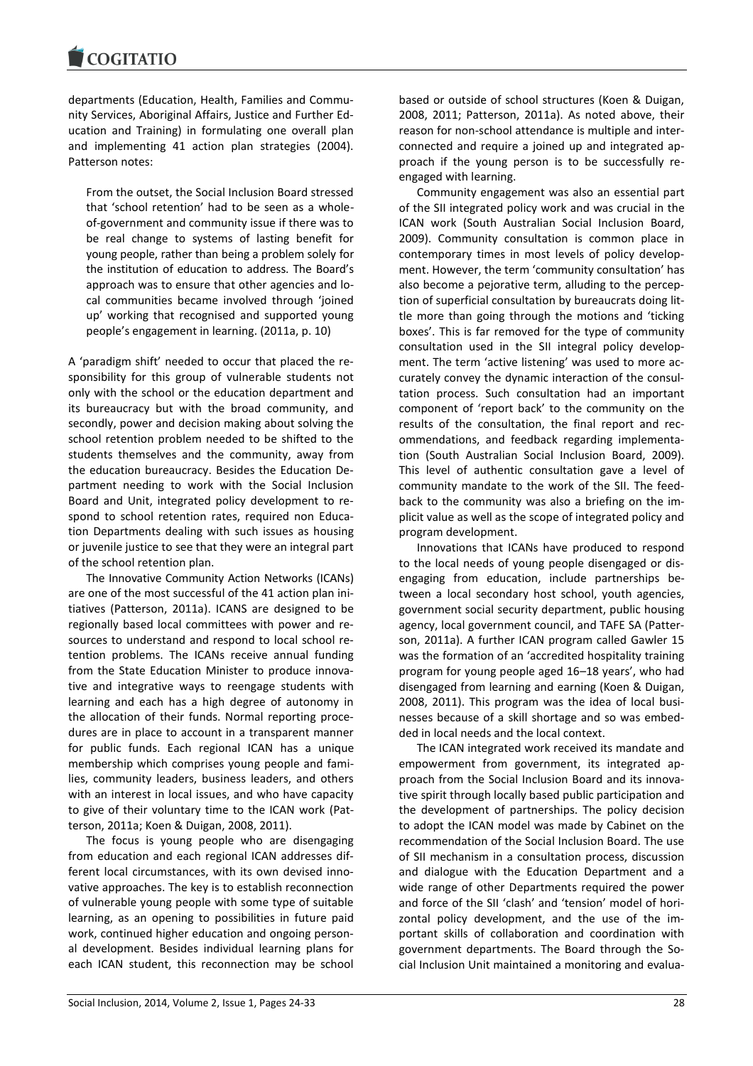departments (Education, Health, Families and Community Services, Aboriginal Affairs, Justice and Further Education and Training) in formulating one overall plan and implementing 41 action plan strategies (2004). Patterson notes:

> From the outset, the Social Inclusion Board stressed that 'school retention' had to be seen as a whole-of-government and community issue if there was to be real change to systems of lasting benefit for young people, rather than being a problem solely for the institution of education to address. The Board's approach was to ensure that other agencies and local communities became involved through 'joined up' working that recognised and supported young people's engagement in learning. (2011a, p. 10)

A 'paradigm shift' needed to occur that placed the responsibility for this group of vulnerable students not only with the school or the education department and its bureaucracy but with the broad community, and secondly, power and decision making about solving the school retention problem needed to be shifted to the students themselves and the community, away from the education bureaucracy. Besides the Education Department needing to work with the Social Inclusion Board and Unit, integrated policy development to respond to school retention rates, required non Education Departments dealing with such issues as housing or juvenile justice to see that they were an integral part of the school retention plan.

The Innovative Community Action Networks (ICANs) are one of the most successful of the 41 action plan initiatives (Patterson, 2011a). ICANS are designed to be regionally based local committees with power and resources to understand and respond to local school retention problems. The ICANs receive annual funding from the State Education Minister to produce innovative and integrative ways to reengage students with learning and each has a high degree of autonomy in the allocation of their funds. Normal reporting procedures are in place to account in a transparent manner for public funds. Each regional ICAN has a unique membership which comprises young people and families, community leaders, business leaders, and others with an interest in local issues, and who have capacity to give of their voluntary time to the ICAN work (Patterson, 2011a; Koen & Duigan, 2008, 2011).

The focus is young people who are disengaging from education and each regional ICAN addresses different local circumstances, with its own devised innovative approaches. The key is to establish reconnection of vulnerable young people with some type of suitable learning, as an opening to possibilities in future paid work, continued higher education and ongoing personal development. Besides individual learning plans for each ICAN student, this reconnection may be school based or outside of school structures (Koen & Duigan, 2008, 2011; Patterson, 2011a). As noted above, their reason for non-school attendance is multiple and interconnected and require a joined up and integrated approach if the young person is to be successfully reengaged with learning.

Community engagement was also an essential part of the SII integrated policy work and was crucial in the ICAN work (South Australian Social Inclusion Board, 2009). Community consultation is common place in contemporary times in most levels of policy development. However, the term 'community consultation' has also become a pejorative term, alluding to the perception of superficial consultation by bureaucrats doing little more than going through the motions and 'ticking boxes'. This is far removed for the type of community consultation used in the SII integral policy development. The term 'active listening' was used to more accurately convey the dynamic interaction of the consultation process. Such consultation had an important component of 'report back' to the community on the results of the consultation, the final report and recommendations, and feedback regarding implementation (South Australian Social Inclusion Board, 2009). This level of authentic consultation gave a level of community mandate to the work of the SII. The feedback to the community was also a briefing on the implicit value as well as the scope of integrated policy and program development.

Innovations that ICANs have produced to respond to the local needs of young people disengaged or disengaging from education, include partnerships between a local secondary host school, youth agencies, government social security department, public housing agency, local government council, and TAFE SA (Patterson, 2011a). A further ICAN program called Gawler 15 was the formation of an 'accredited hospitality training program for young people aged 16–18 years', who had disengaged from learning and earning (Koen & Duigan, 2008, 2011). This program was the idea of local businesses because of a skill shortage and so was embedded in local needs and the local context.

The ICAN integrated work received its mandate and empowerment from government, its integrated approach from the Social Inclusion Board and its innovative spirit through locally based public participation and the development of partnerships. The policy decision to adopt the ICAN model was made by Cabinet on the recommendation of the Social Inclusion Board. The use of SII mechanism in a consultation process, discussion and dialogue with the Education Department and a wide range of other Departments required the power and force of the SII 'clash' and 'tension' model of horizontal policy development, and the use of the important skills of collaboration and coordination with government departments. The Board through the Social Inclusion Unit maintained a monitoring and evalua-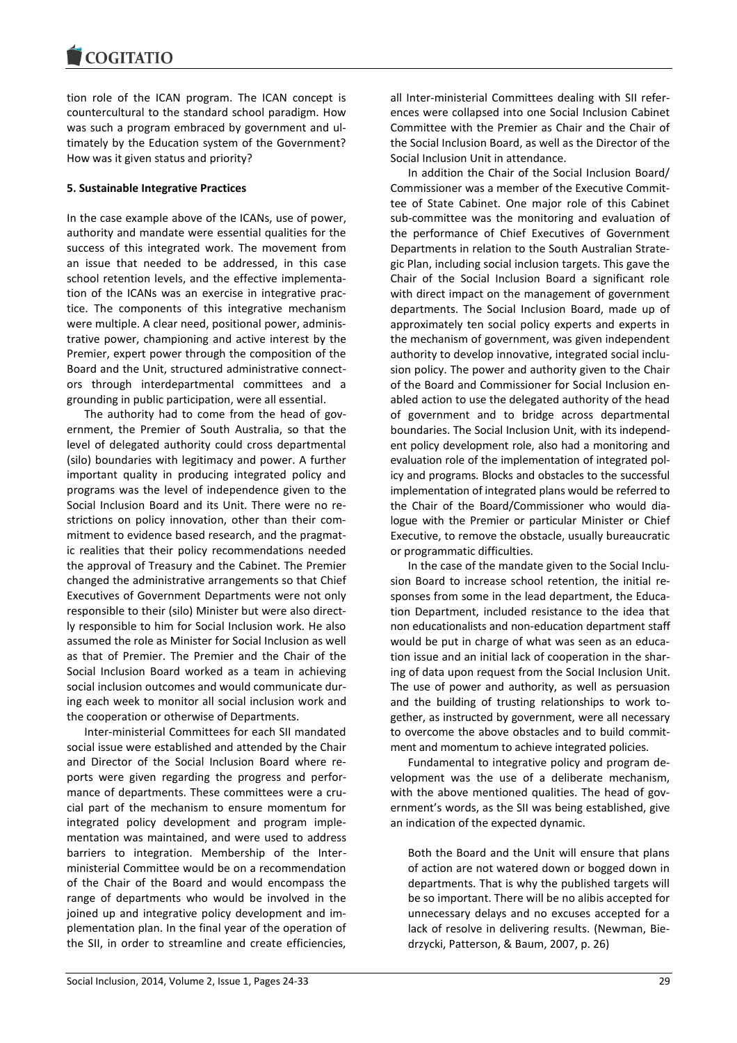tion role of the ICAN program. The ICAN concept is countercultural to the standard school paradigm. How was such a program embraced by government and ultimately by the Education system of the Government? How was it given status and priority?

## 5. Sustainable Integrative Practices

In the case example above of the ICANs, use of power, authority and mandate were essential qualities for the success of this integrated work. The movement from an issue that needed to be addressed, in this case school retention levels, and the effective implementation of the ICANs was an exercise in integrative practice. The components of this integrative mechanism were multiple. A clear need, positional power, administrative power, championing and active interest by the Premier, expert power through the composition of the Board and the Unit, structured administrative connectors through interdepartmental committees and a grounding in public participation, were all essential.

The authority had to come from the head of government, the Premier of South Australia, so that the level of delegated authority could cross departmental (silo) boundaries with legitimacy and power. A further important quality in producing integrated policy and programs was the level of independence given to the Social Inclusion Board and its Unit. There were no restrictions on policy innovation, other than their commitment to evidence based research, and the pragmatic realities that their policy recommendations needed the approval of Treasury and the Cabinet. The Premier changed the administrative arrangements so that Chief Executives of Government Departments were not only responsible to their (silo) Minister but were also directly responsible to him for Social Inclusion work. He also assumed the role as Minister for Social Inclusion as well as that of Premier. The Premier and the Chair of the Social Inclusion Board worked as a team in achieving social inclusion outcomes and would communicate during each week to monitor all social inclusion work and the cooperation or otherwise of Departments.

Inter-ministerial Committees for each SII mandated social issue were established and attended by the Chair and Director of the Social Inclusion Board where reports were given regarding the progress and performance of departments. These committees were a crucial part of the mechanism to ensure momentum for integrated policy development and program implementation was maintained, and were used to address barriers to integration. Membership of the Inter-ministerial Committee would be on a recommendation of the Chair of the Board and would encompass the range of departments who would be involved in the joined up and integrative policy development and implementation plan. In the final year of the operation of the SII, in order to streamline and create efficiencies, all Inter-ministerial Committees dealing with SII references were collapsed into one Social Inclusion Cabinet Committee with the Premier as Chair and the Chair of the Social Inclusion Board, as well as the Director of the Social Inclusion Unit in attendance.

In addition the Chair of the Social Inclusion Board/Commissioner was a member of the Executive Committee of State Cabinet. One major role of this Cabinet sub-committee was the monitoring and evaluation of the performance of Chief Executives of Government Departments in relation to the South Australian Strategic Plan, including social inclusion targets. This gave the Chair of the Social Inclusion Board a significant role with direct impact on the management of government departments. The Social Inclusion Board, made up of approximately ten social policy experts and experts in the mechanism of government, was given independent authority to develop innovative, integrated social inclusion policy. The power and authority given to the Chair of the Board and Commissioner for Social Inclusion enabled action to use the delegated authority of the head of government and to bridge across departmental boundaries. The Social Inclusion Unit, with its independent policy development role, also had a monitoring and evaluation role of the implementation of integrated policy and programs. Blocks and obstacles to the successful implementation of integrated plans would be referred to the Chair of the Board/Commissioner who would dialogue with the Premier or particular Minister or Chief Executive, to remove the obstacle, usually bureaucratic or programmatic difficulties.

In the case of the mandate given to the Social Inclusion Board to increase school retention, the initial responses from some in the lead department, the Education Department, included resistance to the idea that non educationalists and non-education department staff would be put in charge of what was seen as an education issue and an initial lack of cooperation in the sharing of data upon request from the Social Inclusion Unit. The use of power and authority, as well as persuasion and the building of trusting relationships to work together, as instructed by government, were all necessary to overcome the above obstacles and to build commitment and momentum to achieve integrated policies.

Fundamental to integrative policy and program development was the use of a deliberate mechanism, with the above mentioned qualities. The head of government's words, as the SII was being established, give an indication of the expected dynamic.

> Both the Board and the Unit will ensure that plans of action are not watered down or bogged down in departments. That is why the published targets will be so important. There will be no alibis accepted for unnecessary delays and no excuses accepted for a lack of resolve in delivering results. (Newman, Biedrzycki, Patterson, & Baum, 2007, p. 26)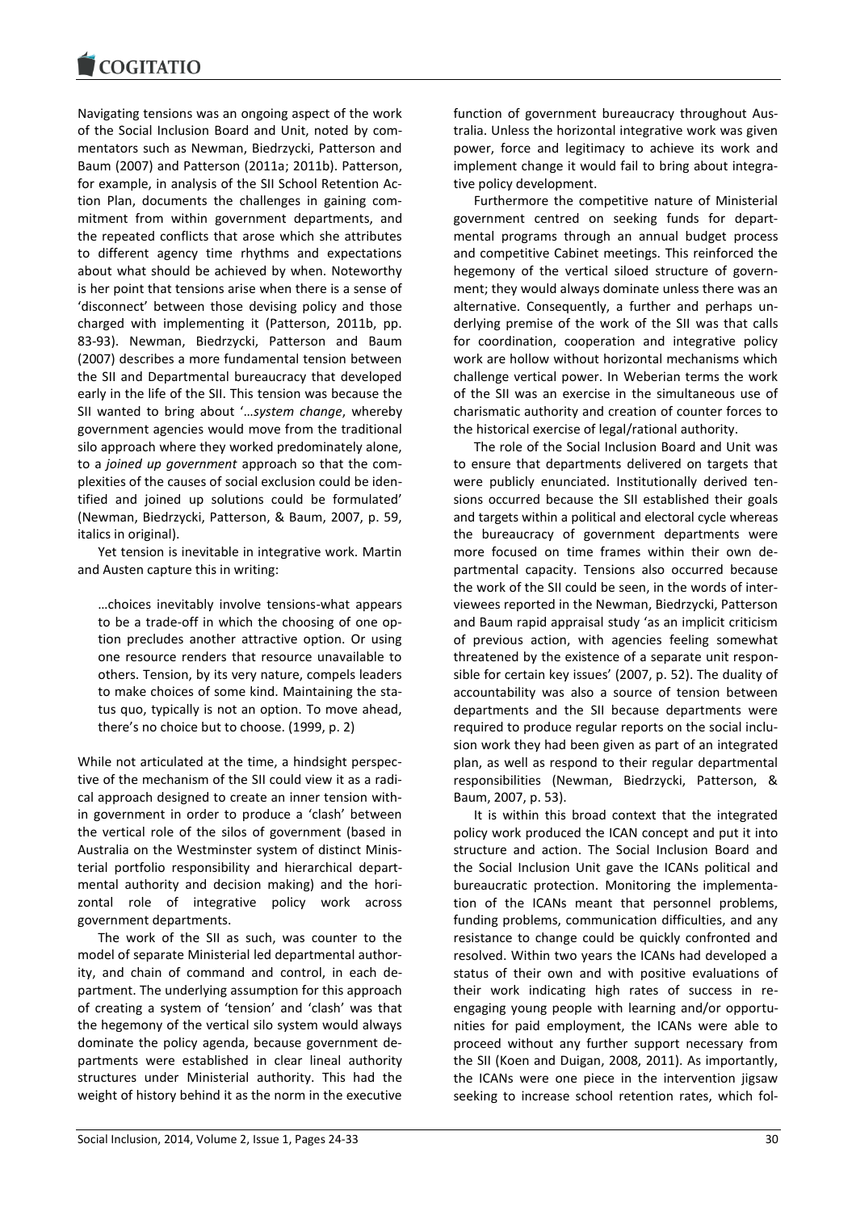Navigating tensions was an ongoing aspect of the work of the Social Inclusion Board and Unit, noted by commentators such as Newman, Biedrzycki, Patterson and Baum (2007) and Patterson (2011a; 2011b). Patterson, for example, in analysis of the SII School Retention Action Plan, documents the challenges in gaining commitment from within government departments, and the repeated conflicts that arose which she attributes to different agency time rhythms and expectations about what should be achieved by when. Noteworthy is her point that tensions arise when there is a sense of 'disconnect' between those devising policy and those charged with implementing it (Patterson, 2011b, pp. 83-93). Newman, Biedrzycki, Patterson and Baum (2007) describes a more fundamental tension between the SII and Departmental bureaucracy that developed early in the life of the SII. This tension was because the SII wanted to bring about '…*system change*, whereby government agencies would move from the traditional silo approach where they worked predominately alone, to a *joined up government* approach so that the complexities of the causes of social exclusion could be identified and joined up solutions could be formulated' (Newman, Biedrzycki, Patterson, & Baum, 2007, p. 59, italics in original).

Yet tension is inevitable in integrative work. Martin and Austen capture this in writing:

> …choices inevitably involve tensions-what appears to be a trade-off in which the choosing of one option precludes another attractive option. Or using one resource renders that resource unavailable to others. Tension, by its very nature, compels leaders to make choices of some kind. Maintaining the status quo, typically is not an option. To move ahead, there's no choice but to choose. (1999, p. 2)

While not articulated at the time, a hindsight perspective of the mechanism of the SII could view it as a radical approach designed to create an inner tension within government in order to produce a 'clash' between the vertical role of the silos of government (based in Australia on the Westminster system of distinct Ministerial portfolio responsibility and hierarchical departmental authority and decision making) and the horizontal role of integrative policy work across government departments.

The work of the SII as such, was counter to the model of separate Ministerial led departmental authority, and chain of command and control, in each department. The underlying assumption for this approach of creating a system of 'tension' and 'clash' was that the hegemony of the vertical silo system would always dominate the policy agenda, because government departments were established in clear lineal authority structures under Ministerial authority. This had the weight of history behind it as the norm in the executive function of government bureaucracy throughout Australia. Unless the horizontal integrative work was given power, force and legitimacy to achieve its work and implement change it would fail to bring about integrative policy development.

Furthermore the competitive nature of Ministerial government centred on seeking funds for departmental programs through an annual budget process and competitive Cabinet meetings. This reinforced the hegemony of the vertical siloed structure of government; they would always dominate unless there was an alternative. Consequently, a further and perhaps underlying premise of the work of the SII was that calls for coordination, cooperation and integrative policy work are hollow without horizontal mechanisms which challenge vertical power. In Weberian terms the work of the SII was an exercise in the simultaneous use of charismatic authority and creation of counter forces to the historical exercise of legal/rational authority.

The role of the Social Inclusion Board and Unit was to ensure that departments delivered on targets that were publicly enunciated. Institutionally derived tensions occurred because the SII established their goals and targets within a political and electoral cycle whereas the bureaucracy of government departments were more focused on time frames within their own departmental capacity. Tensions also occurred because the work of the SII could be seen, in the words of interviewees reported in the Newman, Biedrzycki, Patterson and Baum rapid appraisal study 'as an implicit criticism of previous action, with agencies feeling somewhat threatened by the existence of a separate unit responsible for certain key issues' (2007, p. 52). The duality of accountability was also a source of tension between departments and the SII because departments were required to produce regular reports on the social inclusion work they had been given as part of an integrated plan, as well as respond to their regular departmental responsibilities (Newman, Biedrzycki, Patterson, & Baum, 2007, p. 53).

It is within this broad context that the integrated policy work produced the ICAN concept and put it into structure and action. The Social Inclusion Board and the Social Inclusion Unit gave the ICANs political and bureaucratic protection. Monitoring the implementation of the ICANs meant that personnel problems, funding problems, communication difficulties, and any resistance to change could be quickly confronted and resolved. Within two years the ICANs had developed a status of their own and with positive evaluations of their work indicating high rates of success in reengaging young people with learning and/or opportunities for paid employment, the ICANs were able to proceed without any further support necessary from the SII (Koen and Duigan, 2008, 2011). As importantly, the ICANs were one piece in the intervention jigsaw seeking to increase school retention rates, which fol-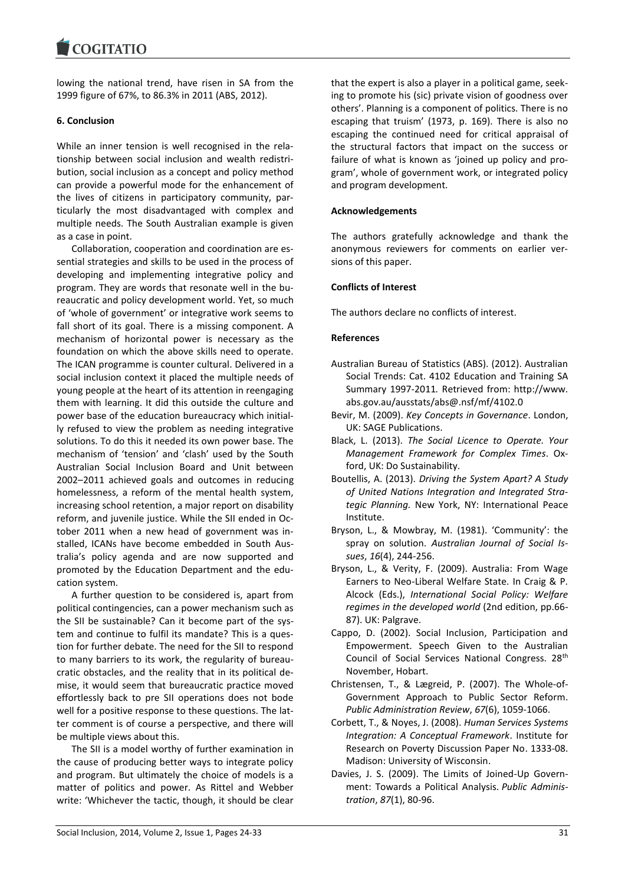lowing the national trend, have risen in SA from the 1999 figure of 67%, to 86.3% in 2011 (ABS, 2012).

## 6. Conclusion

While an inner tension is well recognised in the relationship between social inclusion and wealth redistribution, social inclusion as a concept and policy method can provide a powerful mode for the enhancement of the lives of citizens in participatory community, particularly the most disadvantaged with complex and multiple needs. The South Australian example is given as a case in point.

Collaboration, cooperation and coordination are essential strategies and skills to be used in the process of developing and implementing integrative policy and program. They are words that resonate well in the bureaucratic and policy development world. Yet, so much of 'whole of government' or integrative work seems to fall short of its goal. There is a missing component. A mechanism of horizontal power is necessary as the foundation on which the above skills need to operate. The ICAN programme is counter cultural. Delivered in a social inclusion context it placed the multiple needs of young people at the heart of its attention in reengaging them with learning. It did this outside the culture and power base of the education bureaucracy which initially refused to view the problem as needing integrative solutions. To do this it needed its own power base. The mechanism of 'tension' and 'clash' used by the South Australian Social Inclusion Board and Unit between 2002–2011 achieved goals and outcomes in reducing homelessness, a reform of the mental health system, increasing school retention, a major report on disability reform, and juvenile justice. While the SII ended in October 2011 when a new head of government was installed, ICANs have become embedded in South Australia's policy agenda and are now supported and promoted by the Education Department and the education system.

A further question to be considered is, apart from political contingencies, can a power mechanism such as the SII be sustainable? Can it become part of the system and continue to fulfil its mandate? This is a question for further debate. The need for the SII to respond to many barriers to its work, the regularity of bureaucratic obstacles, and the reality that in its political demise, it would seem that bureaucratic practice moved effortlessly back to pre SII operations does not bode well for a positive response to these questions. The latter comment is of course a perspective, and there will be multiple views about this.

The SII is a model worthy of further examination in the cause of producing better ways to integrate policy and program. But ultimately the choice of models is a matter of politics and power. As Rittel and Webber write: 'Whichever the tactic, though, it should be clear that the expert is also a player in a political game, seeking to promote his (sic) private vision of goodness over others'. Planning is a component of politics. There is no escaping that truism' (1973, p. 169). There is also no escaping the continued need for critical appraisal of the structural factors that impact on the success or failure of what is known as 'joined up policy and program', whole of government work, or integrated policy and program development.

## Acknowledgements

The authors gratefully acknowledge and thank the anonymous reviewers for comments on earlier versions of this paper.

## Conflicts of Interest

The authors declare no conflicts of interest.

## References

Australian Bureau of Statistics (ABS). (2012). Australian Social Trends: Cat. 4102 Education and Training SA Summary 1997-2011*.* Retrieved from: http://www.abs.gov.au/ausstats/abs@.nsf/mf/4102.0

Bevir, M. (2009). *Key Concepts in Governance*. London, UK: SAGE Publications.

Black, L. (2013). *The Social Licence to Operate. Your Management Framework for Complex Times*. Oxford, UK: Do Sustainability.

Boutellis, A. (2013). *Driving the System Apart? A Study of United Nations Integration and Integrated Strategic Planning.* New York, NY: International Peace Institute.

Bryson, L., & Mowbray, M. (1981). 'Community': the spray on solution. *Australian Journal of Social Issues*, *16*(4), 244-256.

Bryson, L., & Verity, F. (2009). Australia: From Wage Earners to Neo-Liberal Welfare State. In Craig & P. Alcock (Eds.), *International Social Policy: Welfare regimes in the developed world* (2nd edition, pp.66-87). UK: Palgrave.

Cappo, D. (2002). Social Inclusion, Participation and Empowerment. Speech Given to the Australian Council of Social Services National Congress. 28th November, Hobart.

Christensen, T., & Lægreid, P. (2007). The Whole-of-Government Approach to Public Sector Reform. *Public Administration Review*, *67*(6), 1059-1066.

Corbett, T., & Noyes, J. (2008). *Human Services Systems Integration: A Conceptual Framework*. Institute for Research on Poverty Discussion Paper No. 1333-08. Madison: University of Wisconsin.

Davies, J. S. (2009). The Limits of Joined-Up Government: Towards a Political Analysis. *Public Administration*, *87*(1), 80-96.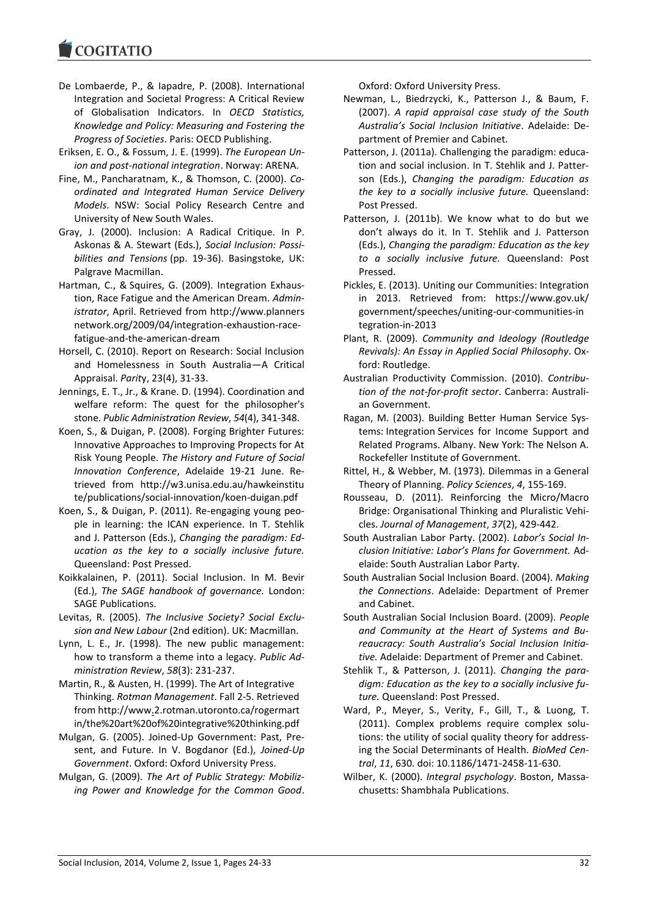De Lombaerde, P., & Iapadre, P. (2008). International Integration and Societal Progress: A Critical Review of Globalisation Indicators. In *OECD Statistics, Knowledge and Policy: Measuring and Fostering the Progress of Societies*. Paris: OECD Publishing.

Eriksen, E. O., & Fossum, J. E. (1999). *The European Union and post-national integration*. Norway: ARENA.

Fine, M., Pancharatnam, K., & Thomson, C. (2000). *Coordinated and Integrated Human Service Delivery Models*. NSW: Social Policy Research Centre and University of New South Wales.

Gray, J. (2000). Inclusion: A Radical Critique. In P. Askonas & A. Stewart (Eds.), *Social Inclusion: Possibilities and Tensions* (pp. 19-36). Basingstoke, UK: Palgrave Macmillan.

Hartman, C., & Squires, G. (2009). Integration Exhaustion, Race Fatigue and the American Dream. *Administrator*, April. Retrieved from http://www.plannersnetwork.org/2009/04/integration-exhaustion-race-fatigue-and-the-american-dream

Horsell, C. (2010). Report on Research: Social Inclusion and Homelessness in South Australia—A Critical Appraisal. *Parity*, 23(4), 31-33.

Jennings, E. T., Jr., & Krane. D. (1994). Coordination and welfare reform: The quest for the philosopher's stone. *Public Administration Review*, *54*(4), 341-348.

Koen, S., & Duigan, P. (2008). Forging Brighter Futures: Innovative Approaches to Improving Propects for At Risk Young People. *The History and Future of Social Innovation Conference*, Adelaide 19-21 June. Retrieved from http://w3.unisa.edu.au/hawkeinstitute/publications/social-innovation/koen-duigan.pdf

Koen, S., & Duigan, P. (2011). Re-engaging young people in learning: the ICAN experience. In T. Stehlik and J. Patterson (Eds.), *Changing the paradigm: Education as the key to a socially inclusive future.* Queensland: Post Pressed.

Koikkalainen, P. (2011). Social Inclusion. In M. Bevir (Ed.), *The SAGE handbook of governance.* London: SAGE Publications.

Levitas, R. (2005). *The Inclusive Society? Social Exclusion and New Labour* (2nd edition). UK: Macmillan.

Lynn, L. E., Jr. (1998). The new public management: how to transform a theme into a legacy. *Public Administration Review*, *58*(3): 231-237.

Martin, R., & Austen, H. (1999). The Art of Integrative Thinking. *Rotman Management*. Fall 2-5. Retrieved from http://www.2.rotman.utoronto.ca/rogermartin/the%20art%20of%20integrative%20thinking.pdf

Mulgan, G. (2005). Joined-Up Government: Past, Present, and Future. In V. Bogdanor (Ed.), *Joined-Up Government*. Oxford: Oxford University Press.

Mulgan, G. (2009). *The Art of Public Strategy: Mobilizing Power and Knowledge for the Common Good*. Oxford: Oxford University Press.

Newman, L., Biedrzycki, K., Patterson J., & Baum, F. (2007). *A rapid appraisal case study of the South Australia's Social Inclusion Initiative*. Adelaide: Department of Premier and Cabinet.

Patterson, J. (2011a). Challenging the paradigm: education and social inclusion. In T. Stehlik and J. Patterson (Eds.), *Changing the paradigm: Education as the key to a socially inclusive future.* Queensland: Post Pressed.

Patterson, J. (2011b). We know what to do but we don't always do it. In T. Stehlik and J. Patterson (Eds.), *Changing the paradigm: Education as the key to a socially inclusive future.* Queensland: Post Pressed.

Pickles, E. (2013). Uniting our Communities: Integration in 2013. Retrieved from: https://www.gov.uk/government/speeches/uniting-our-communities-integration-in-2013

Plant, R. (2009). *Community and Ideology (Routledge Revivals): An Essay in Applied Social Philosophy*. Oxford: Routledge.

Australian Productivity Commission. (2010). *Contribution of the not-for-profit sector*. Canberra: Australian Government.

Ragan, M. (2003). Building Better Human Service Systems: Integration Services for Income Support and Related Programs. Albany. New York: The Nelson A. Rockefeller Institute of Government.

Rittel, H., & Webber, M. (1973). Dilemmas in a General Theory of Planning. *Policy Sciences*, *4*, 155-169.

Rousseau, D. (2011). Reinforcing the Micro/Macro Bridge: Organisational Thinking and Pluralistic Vehicles. *Journal of Management*, *37*(2), 429-442.

South Australian Labor Party. (2002). *Labor's Social Inclusion Initiative: Labor's Plans for Government.* Adelaide: South Australian Labor Party.

South Australian Social Inclusion Board. (2004). *Making the Connections*. Adelaide: Department of Premer and Cabinet.

South Australian Social Inclusion Board. (2009). *People and Community at the Heart of Systems and Bureaucracy: South Australia's Social Inclusion Initiative.* Adelaide: Department of Premer and Cabinet.

Stehlik T., & Patterson, J. (2011). *Changing the paradigm: Education as the key to a socially inclusive future.* Queensland: Post Pressed.

Ward, P., Meyer, S., Verity, F., Gill, T., & Luong, T. (2011). Complex problems require complex solutions: the utility of social quality theory for addressing the Social Determinants of Health. *BioMed Central*, *11*, 630. doi: 10.1186/1471-2458-11-630.

Wilber, K. (2000). *Integral psychology*. Boston, Massachusetts: Shambhala Publications.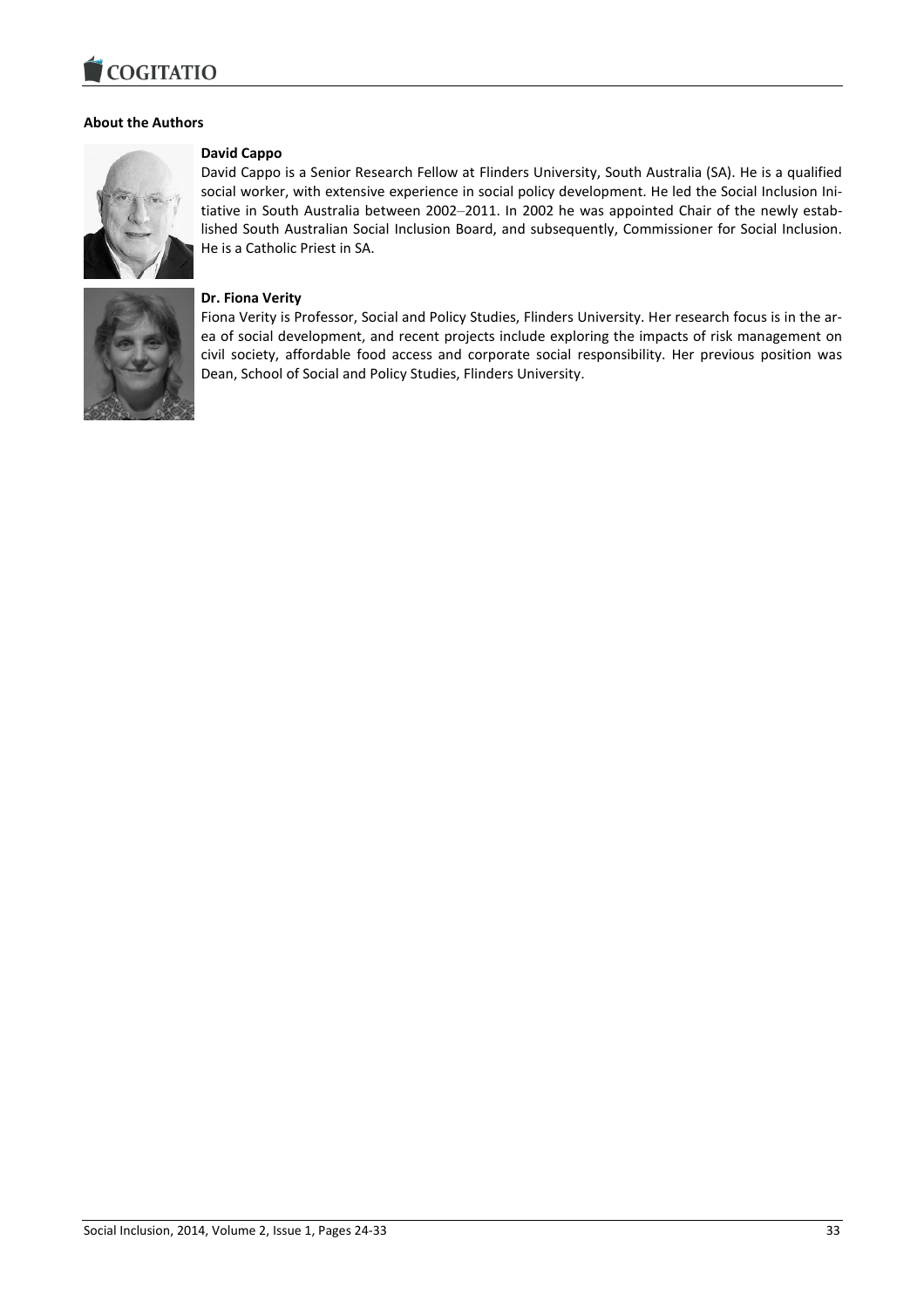**About the Authors**

**David Cappo**

David Cappo is a Senior Research Fellow at Flinders University, South Australia (SA). He is a qualified social worker, with extensive experience in social policy development. He led the Social Inclusion Initiative in South Australia between 2002–2011. In 2002 he was appointed Chair of the newly established South Australian Social Inclusion Board, and subsequently, Commissioner for Social Inclusion. He is a Catholic Priest in SA.

**Dr. Fiona Verity**

Fiona Verity is Professor, Social and Policy Studies, Flinders University. Her research focus is in the area of social development, and recent projects include exploring the impacts of risk management on civil society, affordable food access and corporate social responsibility. Her previous position was Dean, School of Social and Policy Studies, Flinders University.